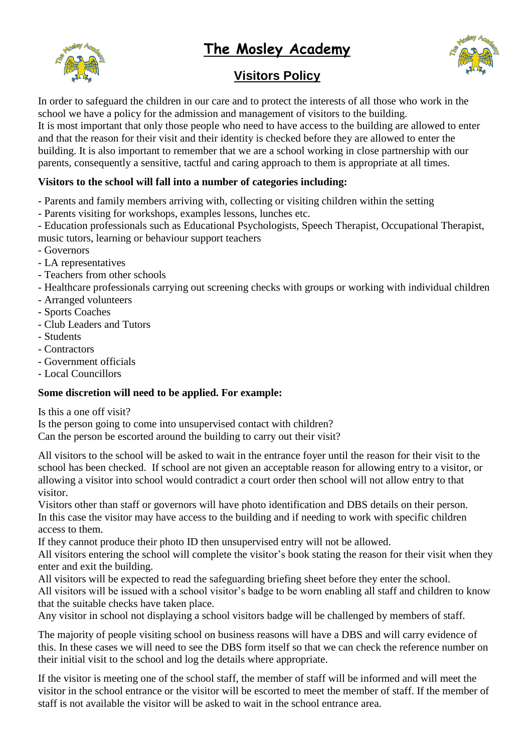# The Mosley Academy

## Visitors Policy

In order to safeguard the children in our care and to protect the interests of all those who work in the school we have a policy for the admission and management of visitors to the building.
It is most important that only those people who need to have access to the building are allowed to enter and that the reason for their visit and their identity is checked before they are allowed to enter the building. It is also important to remember that we are a school working in close partnership with our parents, consequently a sensitive, tactful and caring approach to them is appropriate at all times.

**Visitors to the school will fall into a number of categories including:**

- Parents and family members arriving with, collecting or visiting children within the setting
- Parents visiting for workshops, examples lessons, lunches etc.
- Education professionals such as Educational Psychologists, Speech Therapist, Occupational Therapist, music tutors, learning or behaviour support teachers
- Governors
- LA representatives
- Teachers from other schools
- Healthcare professionals carrying out screening checks with groups or working with individual children
- Arranged volunteers
- Sports Coaches
- Club Leaders and Tutors
- Students
- Contractors
- Government officials
- Local Councillors

**Some discretion will need to be applied. For example:**

Is this a one off visit?
Is the person going to come into unsupervised contact with children?
Can the person be escorted around the building to carry out their visit?

All visitors to the school will be asked to wait in the entrance foyer until the reason for their visit to the school has been checked. If school are not given an acceptable reason for allowing entry to a visitor, or allowing a visitor into school would contradict a court order then school will not allow entry to that visitor.
Visitors other than staff or governors will have photo identification and DBS details on their person. In this case the visitor may have access to the building and if needing to work with specific children access to them.
If they cannot produce their photo ID then unsupervised entry will not be allowed.
All visitors entering the school will complete the visitor's book stating the reason for their visit when they enter and exit the building.
All visitors will be expected to read the safeguarding briefing sheet before they enter the school.
All visitors will be issued with a school visitor's badge to be worn enabling all staff and children to know that the suitable checks have taken place.
Any visitor in school not displaying a school visitors badge will be challenged by members of staff.

The majority of people visiting school on business reasons will have a DBS and will carry evidence of this. In these cases we will need to see the DBS form itself so that we can check the reference number on their initial visit to the school and log the details where appropriate.

If the visitor is meeting one of the school staff, the member of staff will be informed and will meet the visitor in the school entrance or the visitor will be escorted to meet the member of staff. If the member of staff is not available the visitor will be asked to wait in the school entrance area.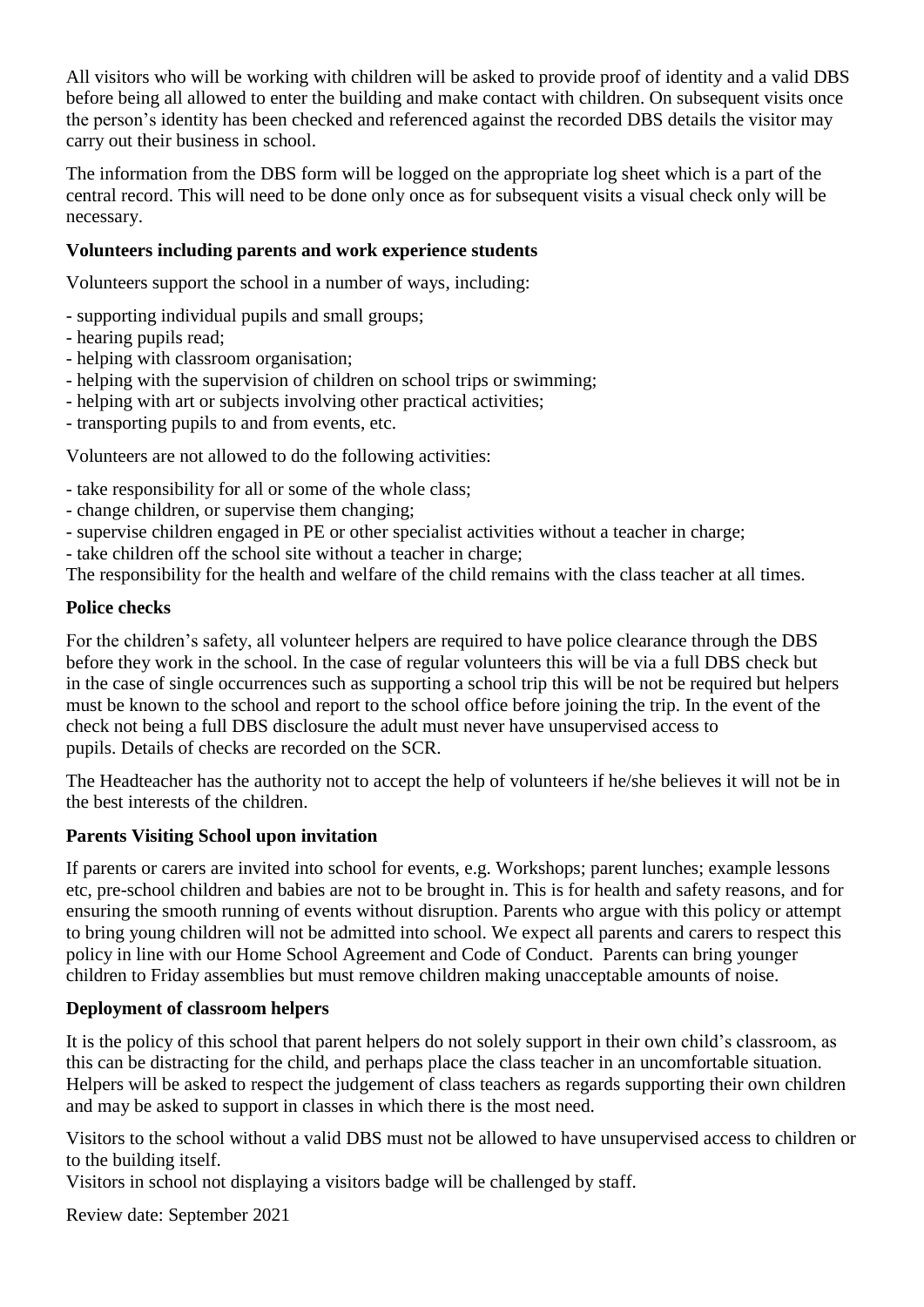All visitors who will be working with children will be asked to provide proof of identity and a valid DBS before being all allowed to enter the building and make contact with children. On subsequent visits once the person's identity has been checked and referenced against the recorded DBS details the visitor may carry out their business in school.

The information from the DBS form will be logged on the appropriate log sheet which is a part of the central record. This will need to be done only once as for subsequent visits a visual check only will be necessary.

**Volunteers including parents and work experience students**

Volunteers support the school in a number of ways, including:

- supporting individual pupils and small groups;
- hearing pupils read;
- helping with classroom organisation;
- helping with the supervision of children on school trips or swimming;
- helping with art or subjects involving other practical activities;
- transporting pupils to and from events, etc.

Volunteers are not allowed to do the following activities:

- take responsibility for all or some of the whole class;
- change children, or supervise them changing;
- supervise children engaged in PE or other specialist activities without a teacher in charge;
- take children off the school site without a teacher in charge;

The responsibility for the health and welfare of the child remains with the class teacher at all times.

**Police checks**

For the children's safety, all volunteer helpers are required to have police clearance through the DBS before they work in the school. In the case of regular volunteers this will be via a full DBS check but in the case of single occurrences such as supporting a school trip this will be not be required but helpers must be known to the school and report to the school office before joining the trip. In the event of the check not being a full DBS disclosure the adult must never have unsupervised access to pupils. Details of checks are recorded on the SCR.

The Headteacher has the authority not to accept the help of volunteers if he/she believes it will not be in the best interests of the children.

**Parents Visiting School upon invitation**

If parents or carers are invited into school for events, e.g. Workshops; parent lunches; example lessons etc, pre-school children and babies are not to be brought in. This is for health and safety reasons, and for ensuring the smooth running of events without disruption. Parents who argue with this policy or attempt to bring young children will not be admitted into school. We expect all parents and carers to respect this policy in line with our Home School Agreement and Code of Conduct. Parents can bring younger children to Friday assemblies but must remove children making unacceptable amounts of noise.

**Deployment of classroom helpers**

It is the policy of this school that parent helpers do not solely support in their own child's classroom, as this can be distracting for the child, and perhaps place the class teacher in an uncomfortable situation. Helpers will be asked to respect the judgement of class teachers as regards supporting their own children and may be asked to support in classes in which there is the most need.

Visitors to the school without a valid DBS must not be allowed to have unsupervised access to children or to the building itself.

Visitors in school not displaying a visitors badge will be challenged by staff.

Review date: September 2021